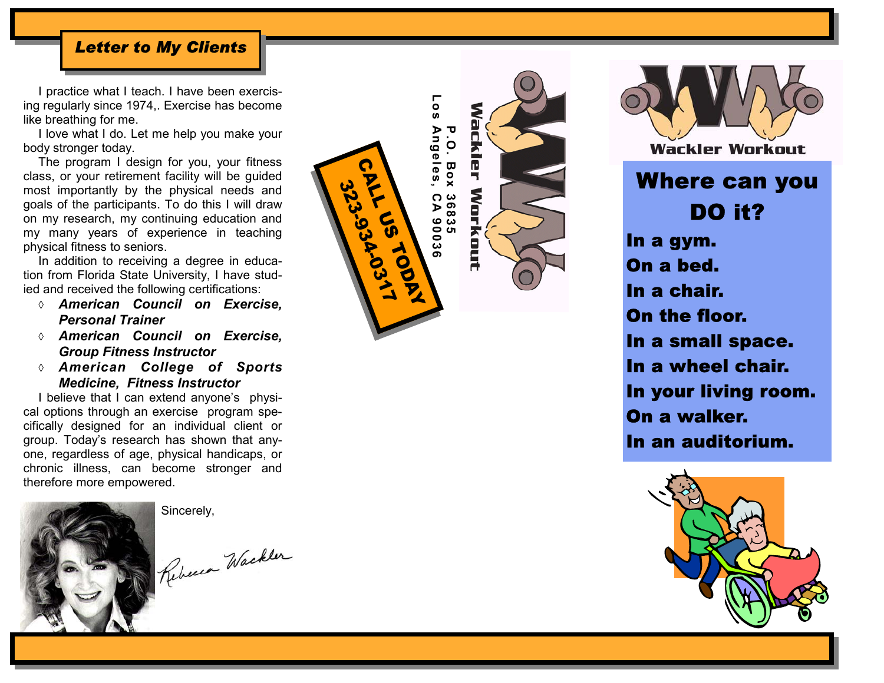## *Letter to My Clients*

I practice what I teach. I have been exercising regularly since 1974,. Exercise has become like breathing for me.

I love what I do. Let me help you make your body stronger today.

The program I design for you, your fitness class, or your retirement facility will be guided most importantly by the physical needs and goals of the participants. To do this I will draw on my research, my continuing education and my many years of experience in teaching physical fitness to seniors.

In addition to receiving a degree in education from Florida State University, I have studied and received the following certifications:

- ***American Council on Exercise, Personal Trainer***
- ***American Council on Exercise, Group Fitness Instructor***
- ***American College of Sports Medicine, Fitness Instructor***

I believe that I can extend anyone's physical options through an exercise program specifically designed for an individual client or group. Today's research has shown that anyone, regardless of age, physical handicaps, or chronic illness, can become stronger and therefore more empowered.

Sincerely,

Rebecca Wackler

**CALL US TODAY**
**323-934-0317**

**Wackler Workout**
**P.O. Box 36835**
**Los Angeles, CA 90036**

**Wackler Workout**

# Where can you DO it?

**In a gym.**
**On a bed.**
**In a chair.**
**On the floor.**
**In a small space.**
**In a wheel chair.**
**In your living room.**
**On a walker.**
**In an auditorium.**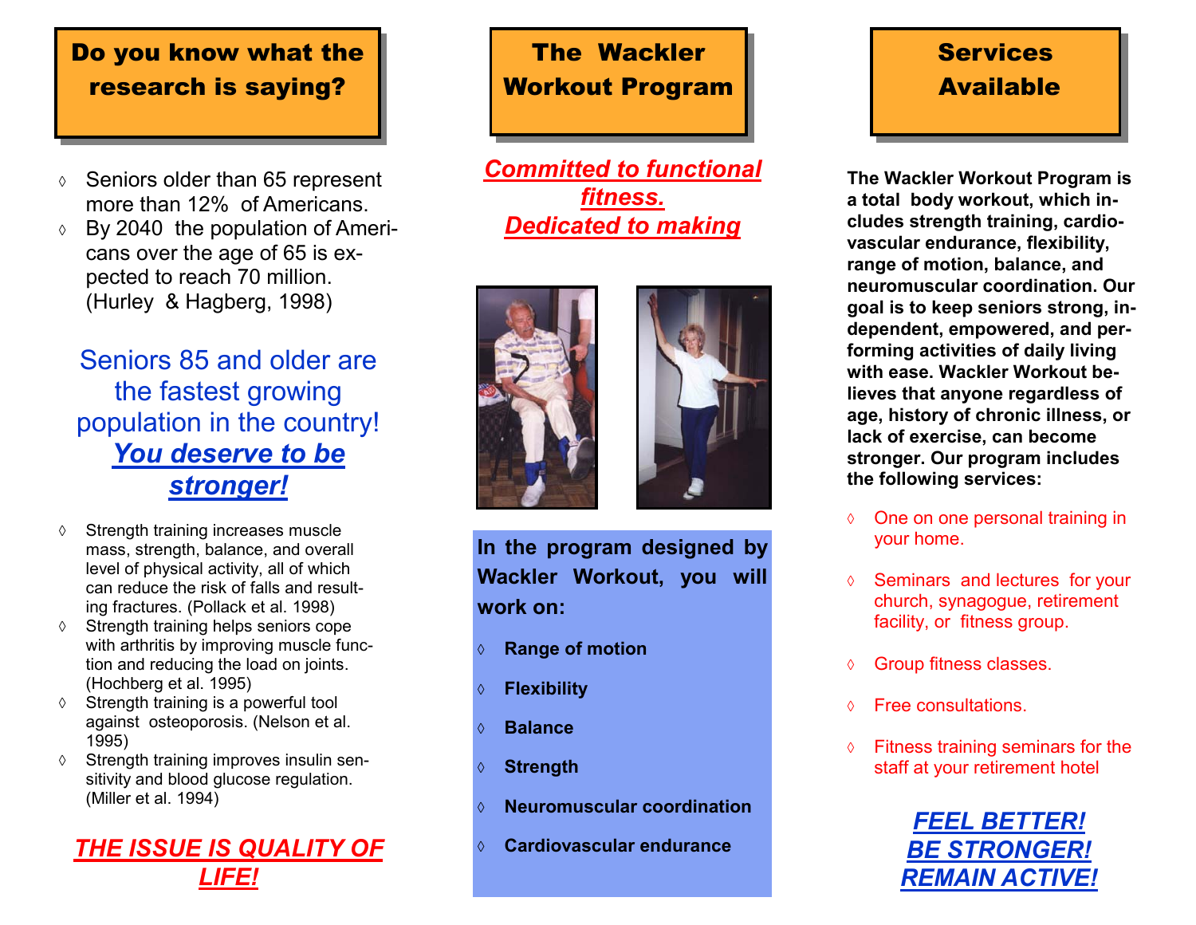## Do you know what the research is saying?

- Seniors older than 65 represent more than 12% of Americans.
- By 2040 the population of Americans over the age of 65 is expected to reach 70 million. (Hurley & Hagberg, 1998)

Seniors 85 and older are the fastest growing population in the country! ***You deserve to be stronger!***

- Strength training increases muscle mass, strength, balance, and overall level of physical activity, all of which can reduce the risk of falls and resulting fractures. (Pollack et al. 1998)
- Strength training helps seniors cope with arthritis by improving muscle function and reducing the load on joints. (Hochberg et al. 1995)
- Strength training is a powerful tool against osteoporosis. (Nelson et al. 1995)
- Strength training improves insulin sensitivity and blood glucose regulation. (Miller et al. 1994)

***THE ISSUE IS QUALITY OF LIFE!***

## The Wackler Workout Program

***Committed to functional fitness.***
***Dedicated to making***

**In the program designed by Wackler Workout, you will work on:**

- **Range of motion**
- **Flexibility**
- **Balance**
- **Strength**
- **Neuromuscular coordination**
- **Cardiovascular endurance**

## Services Available

**The Wackler Workout Program is a total body workout, which includes strength training, cardiovascular endurance, flexibility, range of motion, balance, and neuromuscular coordination. Our goal is to keep seniors strong, independent, empowered, and performing activities of daily living with ease. Wackler Workout believes that anyone regardless of age, history of chronic illness, or lack of exercise, can become stronger. Our program includes the following services:**

- One on one personal training in your home.
- Seminars and lectures for your church, synagogue, retirement facility, or fitness group.
- Group fitness classes.
- Free consultations.
- Fitness training seminars for the staff at your retirement hotel

***FEEL BETTER!***
***BE STRONGER!***
***REMAIN ACTIVE!***